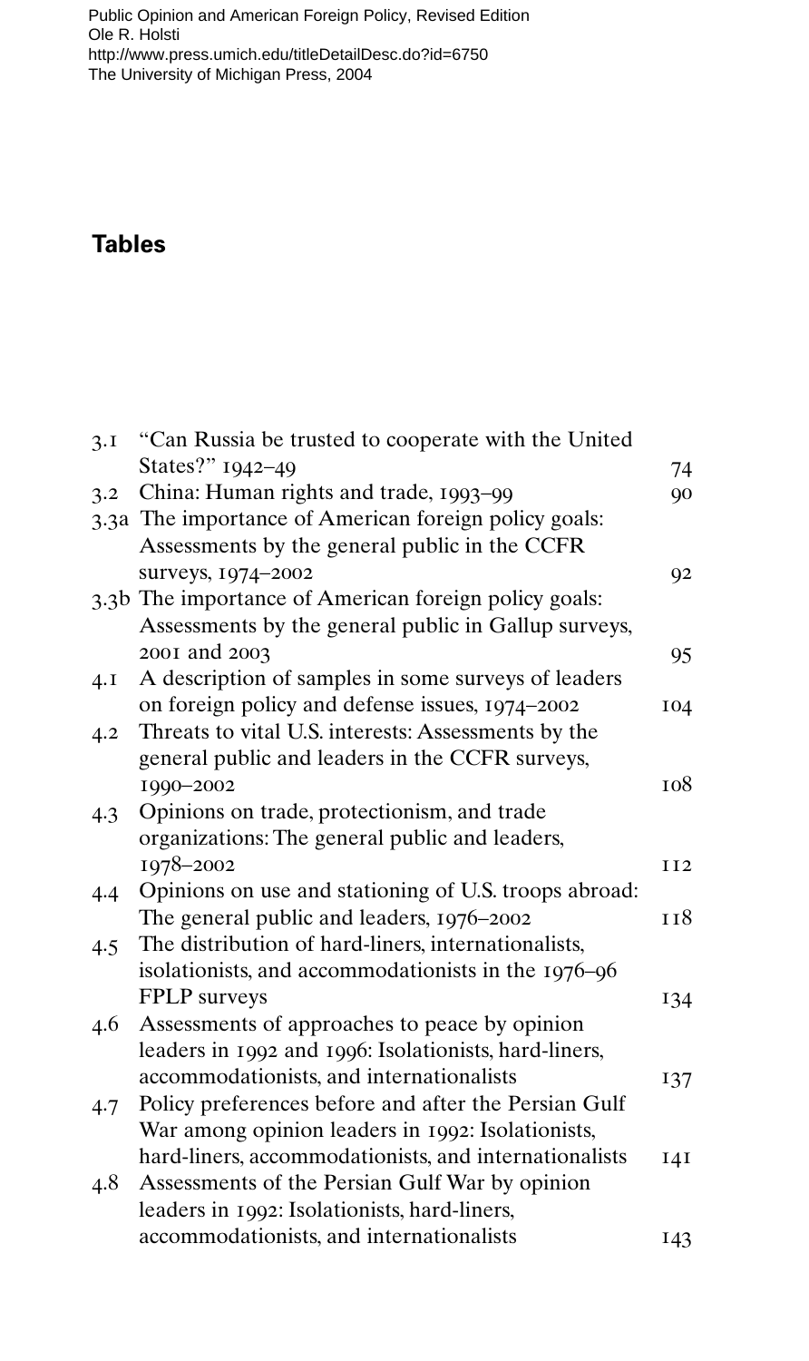Public Opinion and American Foreign Policy, Revised Edition
Ole R. Holsti
http://www.press.umich.edu/titleDetailDesc.do?id=6750
The University of Michigan Press, 2004

# Tables

| | | |
|---|---|---|
| 3.1 | "Can Russia be trusted to cooperate with the United States?" 1942–49 | 74 |
| 3.2 | China: Human rights and trade, 1993–99 | 90 |
| 3.3a | The importance of American foreign policy goals: Assessments by the general public in the CCFR surveys, 1974–2002 | 92 |
| 3.3b | The importance of American foreign policy goals: Assessments by the general public in Gallup surveys, 2001 and 2003 | 95 |
| 4.1 | A description of samples in some surveys of leaders on foreign policy and defense issues, 1974–2002 | 104 |
| 4.2 | Threats to vital U.S. interests: Assessments by the general public and leaders in the CCFR surveys, 1990–2002 | 108 |
| 4.3 | Opinions on trade, protectionism, and trade organizations: The general public and leaders, 1978–2002 | 112 |
| 4.4 | Opinions on use and stationing of U.S. troops abroad: The general public and leaders, 1976–2002 | 118 |
| 4.5 | The distribution of hard-liners, internationalists, isolationists, and accommodationists in the 1976–96 FPLP surveys | 134 |
| 4.6 | Assessments of approaches to peace by opinion leaders in 1992 and 1996: Isolationists, hard-liners, accommodationists, and internationalists | 137 |
| 4.7 | Policy preferences before and after the Persian Gulf War among opinion leaders in 1992: Isolationists, hard-liners, accommodationists, and internationalists | 141 |
| 4.8 | Assessments of the Persian Gulf War by opinion leaders in 1992: Isolationists, hard-liners, accommodationists, and internationalists | 143 |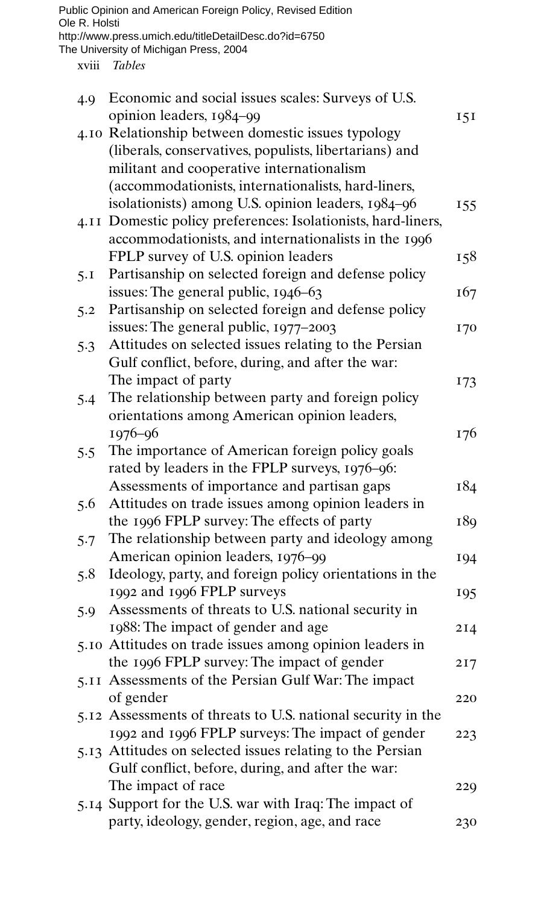| | | |
|---|---|---|
| 4.9 | Economic and social issues scales: Surveys of U.S. opinion leaders, 1984–99 | 151 |
| 4.10 | Relationship between domestic issues typology (liberals, conservatives, populists, libertarians) and militant and cooperative internationalism (accommodationists, internationalists, hard-liners, isolationists) among U.S. opinion leaders, 1984–96 | 155 |
| 4.11 | Domestic policy preferences: Isolationists, hard-liners, accommodationists, and internationalists in the 1996 FPLP survey of U.S. opinion leaders | 158 |
| 5.1 | Partisanship on selected foreign and defense policy issues: The general public, 1946–63 | 167 |
| 5.2 | Partisanship on selected foreign and defense policy issues: The general public, 1977–2003 | 170 |
| 5.3 | Attitudes on selected issues relating to the Persian Gulf conflict, before, during, and after the war: The impact of party | 173 |
| 5.4 | The relationship between party and foreign policy orientations among American opinion leaders, 1976–96 | 176 |
| 5.5 | The importance of American foreign policy goals rated by leaders in the FPLP surveys, 1976–96: Assessments of importance and partisan gaps | 184 |
| 5.6 | Attitudes on trade issues among opinion leaders in the 1996 FPLP survey: The effects of party | 189 |
| 5.7 | The relationship between party and ideology among American opinion leaders, 1976–99 | 194 |
| 5.8 | Ideology, party, and foreign policy orientations in the 1992 and 1996 FPLP surveys | 195 |
| 5.9 | Assessments of threats to U.S. national security in 1988: The impact of gender and age | 214 |
| 5.10 | Attitudes on trade issues among opinion leaders in the 1996 FPLP survey: The impact of gender | 217 |
| 5.11 | Assessments of the Persian Gulf War: The impact of gender | 220 |
| 5.12 | Assessments of threats to U.S. national security in the 1992 and 1996 FPLP surveys: The impact of gender | 223 |
| 5.13 | Attitudes on selected issues relating to the Persian Gulf conflict, before, during, and after the war: The impact of race | 229 |
| 5.14 | Support for the U.S. war with Iraq: The impact of party, ideology, gender, region, age, and race | 230 |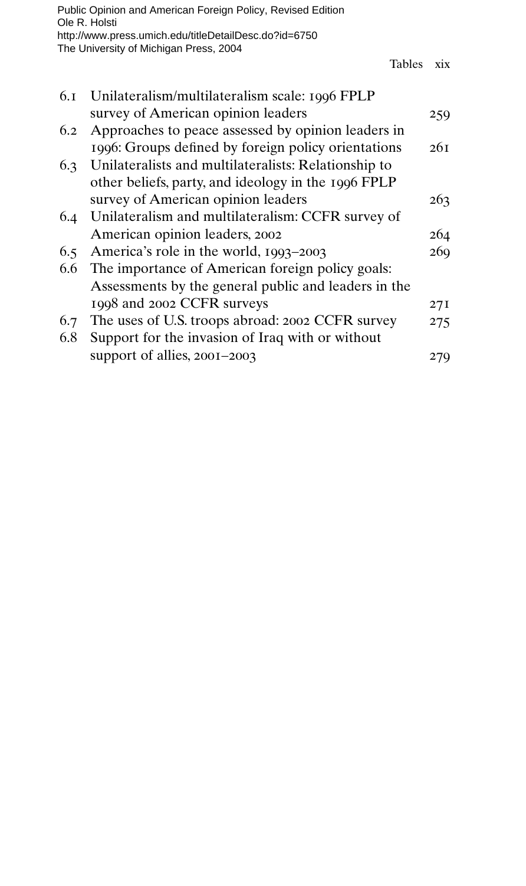| | | |
|---|---|---|
| 6.1 | Unilateralism/multilateralism scale: 1996 FPLP survey of American opinion leaders | 259 |
| 6.2 | Approaches to peace assessed by opinion leaders in 1996: Groups defined by foreign policy orientations | 261 |
| 6.3 | Unilateralists and multilateralists: Relationship to other beliefs, party, and ideology in the 1996 FPLP survey of American opinion leaders | 263 |
| 6.4 | Unilateralism and multilateralism: CCFR survey of American opinion leaders, 2002 | 264 |
| 6.5 | America's role in the world, 1993–2003 | 269 |
| 6.6 | The importance of American foreign policy goals: Assessments by the general public and leaders in the 1998 and 2002 CCFR surveys | 271 |
| 6.7 | The uses of U.S. troops abroad: 2002 CCFR survey | 275 |
| 6.8 | Support for the invasion of Iraq with or without support of allies, 2001–2003 | 279 |